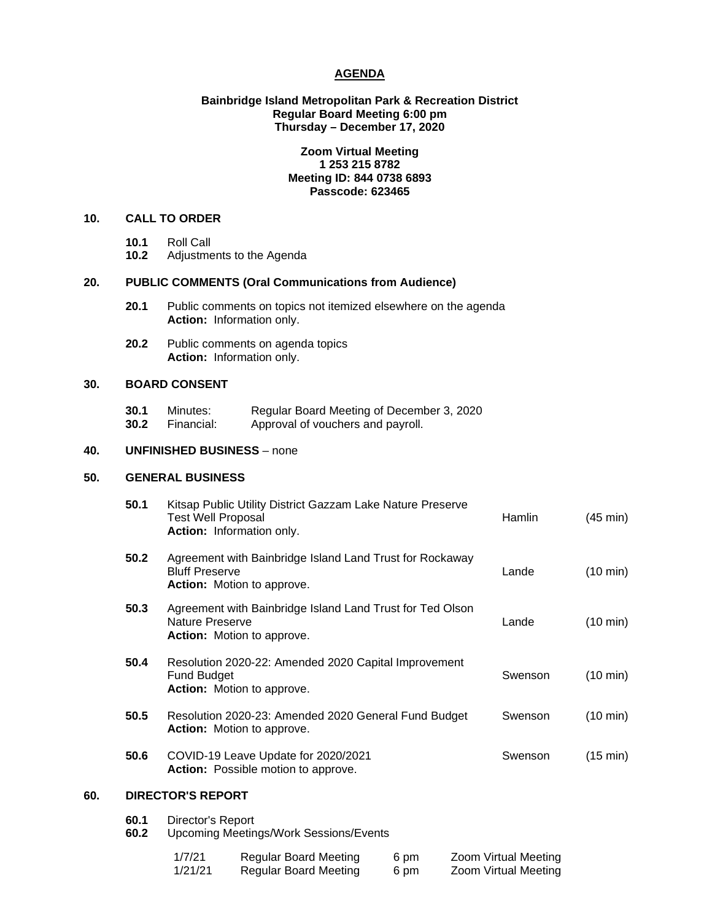# AGENDA

**Bainbridge Island Metropolitan Park & Recreation District**
**Regular Board Meeting 6:00 pm**
**Thursday – December 17, 2020**

**Zoom Virtual Meeting**
**1 253 215 8782**
**Meeting ID: 844 0738 6893**
**Passcode: 623465**

## 10. CALL TO ORDER

**10.1** Roll Call
**10.2** Adjustments to the Agenda

## 20. PUBLIC COMMENTS (Oral Communications from Audience)

**20.1** Public comments on topics not itemized elsewhere on the agenda
**Action:** Information only.

**20.2** Public comments on agenda topics
**Action:** Information only.

## 30. BOARD CONSENT

**30.1** Minutes: Regular Board Meeting of December 3, 2020
**30.2** Financial: Approval of vouchers and payroll.

## 40. UNFINISHED BUSINESS – none

## 50. GENERAL BUSINESS

| | Item | Presenter | Time |
|---|---|---|---|
| **50.1** | Kitsap Public Utility District Gazzam Lake Nature Preserve Test Well Proposal **Action:** Information only. | Hamlin | (45 min) |
| **50.2** | Agreement with Bainbridge Island Land Trust for Rockaway Bluff Preserve **Action:** Motion to approve. | Lande | (10 min) |
| **50.3** | Agreement with Bainbridge Island Land Trust for Ted Olson Nature Preserve **Action:** Motion to approve. | Lande | (10 min) |
| **50.4** | Resolution 2020-22: Amended 2020 Capital Improvement Fund Budget **Action:** Motion to approve. | Swenson | (10 min) |
| **50.5** | Resolution 2020-23: Amended 2020 General Fund Budget **Action:** Motion to approve. | Swenson | (10 min) |
| **50.6** | COVID-19 Leave Update for 2020/2021 **Action:** Possible motion to approve. | Swenson | (15 min) |

## 60. DIRECTOR'S REPORT

**60.1** Director's Report
**60.2** Upcoming Meetings/Work Sessions/Events

| | | | |
|---|---|---|---|
| 1/7/21 | Regular Board Meeting | 6 pm | Zoom Virtual Meeting |
| 1/21/21 | Regular Board Meeting | 6 pm | Zoom Virtual Meeting |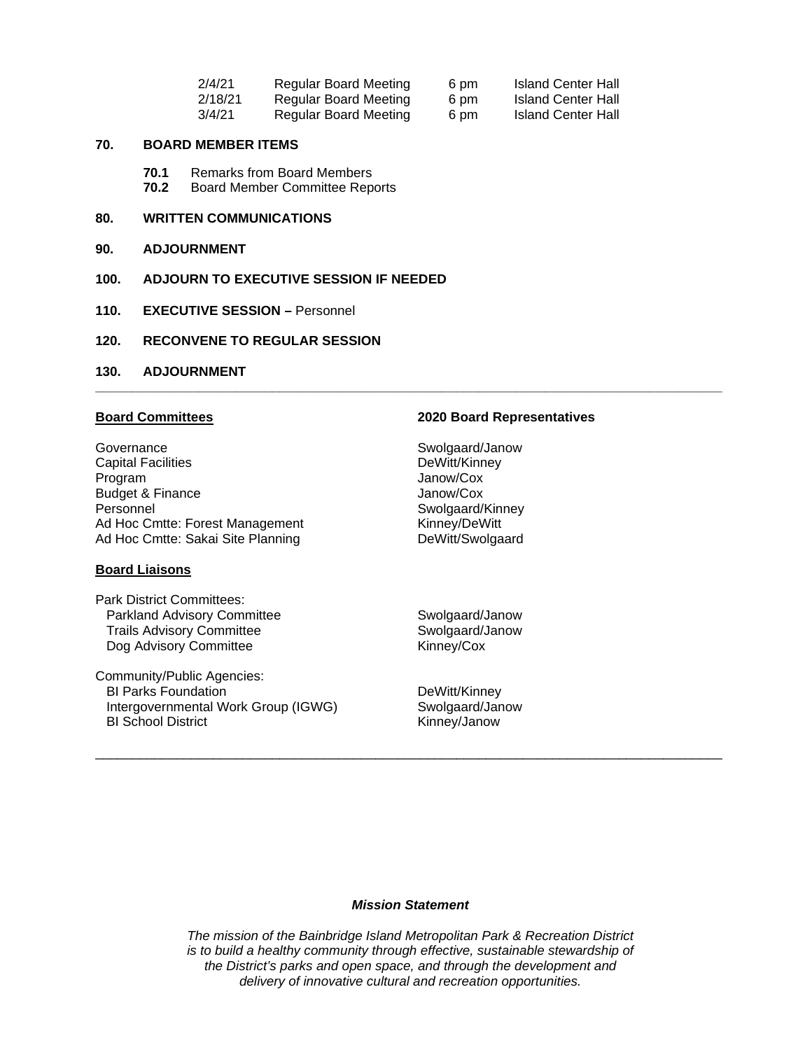| | | | |
|---|---|---|---|
| 2/4/21 | Regular Board Meeting | 6 pm | Island Center Hall |
| 2/18/21 | Regular Board Meeting | 6 pm | Island Center Hall |
| 3/4/21 | Regular Board Meeting | 6 pm | Island Center Hall |

**70. BOARD MEMBER ITEMS**

- **70.1** Remarks from Board Members
- **70.2** Board Member Committee Reports

**80. WRITTEN COMMUNICATIONS**

**90. ADJOURNMENT**

**100. ADJOURN TO EXECUTIVE SESSION IF NEEDED**

**110. EXECUTIVE SESSION –** Personnel

**120. RECONVENE TO REGULAR SESSION**

**130. ADJOURNMENT**

---

| **Board Committees** | **2020 Board Representatives** |
|---|---|
| Governance | Swolgaard/Janow |
| Capital Facilities | DeWitt/Kinney |
| Program | Janow/Cox |
| Budget & Finance | Janow/Cox |
| Personnel | Swolgaard/Kinney |
| Ad Hoc Cmtte: Forest Management | Kinney/DeWitt |
| Ad Hoc Cmtte: Sakai Site Planning | DeWitt/Swolgaard |

**Board Liaisons**

| | |
|---|---|
| Park District Committees: | |
| Parkland Advisory Committee | Swolgaard/Janow |
| Trails Advisory Committee | Swolgaard/Janow |
| Dog Advisory Committee | Kinney/Cox |
| Community/Public Agencies: | |
| BI Parks Foundation | DeWitt/Kinney |
| Intergovernmental Work Group (IGWG) | Swolgaard/Janow |
| BI School District | Kinney/Janow |

---

***Mission Statement***

*The mission of the Bainbridge Island Metropolitan Park & Recreation District is to build a healthy community through effective, sustainable stewardship of the District's parks and open space, and through the development and delivery of innovative cultural and recreation opportunities.*